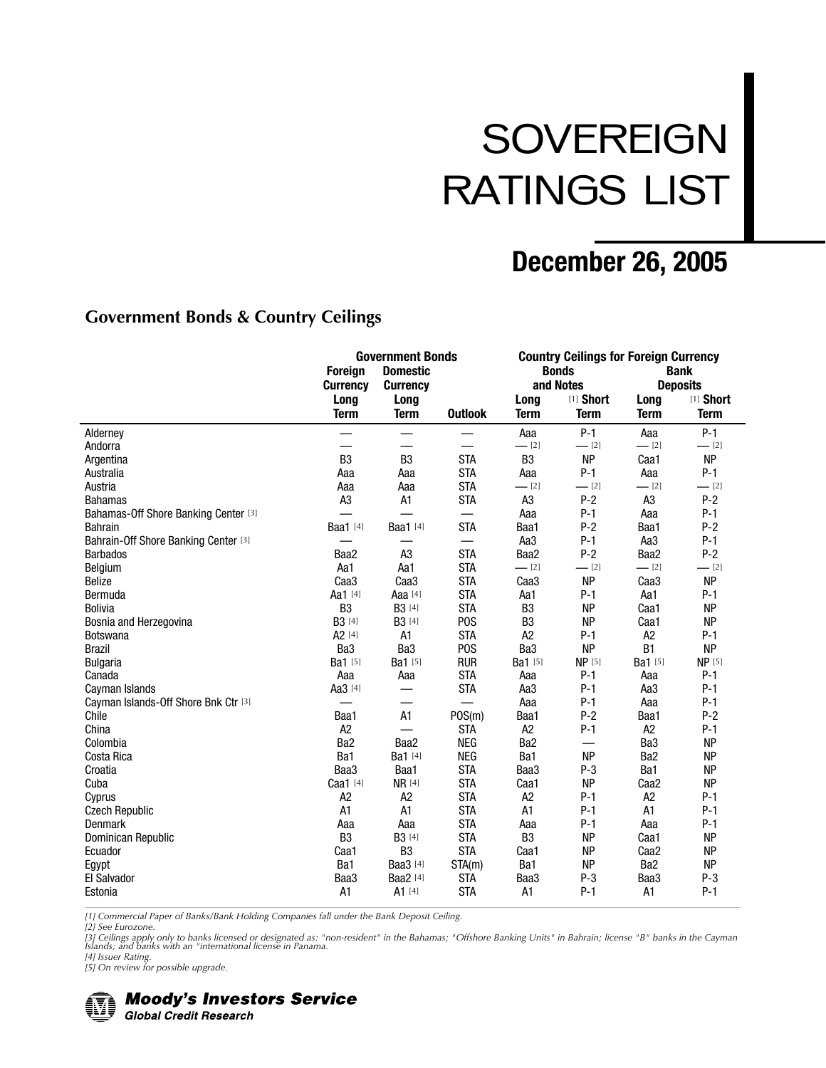# SOVEREIGN RATINGS LIST

## December 26, 2005

### Government Bonds & Country Ceilings

| | Government Bonds | | | Country Ceilings for Foreign Currency | | | |
|---|---|---|---|---|---|---|---|
| | Foreign Currency | Domestic Currency | | Bonds and Notes | | Bank Deposits | |
| | Long Term | Long Term | Outlook | Long Term | [1] Short Term | Long Term | [1] Short Term |
| Alderney | — | — | — | Aaa | P-1 | Aaa | P-1 |
| Andorra | — | — | — | — [2] | — [2] | — [2] | — [2] |
| Argentina | B3 | B3 | STA | B3 | NP | Caa1 | NP |
| Australia | Aaa | Aaa | STA | Aaa | P-1 | Aaa | P-1 |
| Austria | Aaa | Aaa | STA | — [2] | — [2] | — [2] | — [2] |
| Bahamas | A3 | A1 | STA | A3 | P-2 | A3 | P-2 |
| Bahamas-Off Shore Banking Center [3] | — | — | — | Aaa | P-1 | Aaa | P-1 |
| Bahrain | Baa1 [4] | Baa1 [4] | STA | Baa1 | P-2 | Baa1 | P-2 |
| Bahrain-Off Shore Banking Center [3] | — | — | — | Aa3 | P-1 | Aa3 | P-1 |
| Barbados | Baa2 | A3 | STA | Baa2 | P-2 | Baa2 | P-2 |
| Belgium | Aa1 | Aa1 | STA | — [2] | — [2] | — [2] | — [2] |
| Belize | Caa3 | Caa3 | STA | Caa3 | NP | Caa3 | NP |
| Bermuda | Aa1 [4] | Aaa [4] | STA | Aa1 | P-1 | Aa1 | P-1 |
| Bolivia | B3 | B3 [4] | STA | B3 | NP | Caa1 | NP |
| Bosnia and Herzegovina | B3 [4] | B3 [4] | POS | B3 | NP | Caa1 | NP |
| Botswana | A2 [4] | A1 | STA | A2 | P-1 | A2 | P-1 |
| Brazil | Ba3 | Ba3 | POS | Ba3 | NP | B1 | NP |
| Bulgaria | Ba1 [5] | Ba1 [5] | RUR | Ba1 [5] | NP [5] | Ba1 [5] | NP [5] |
| Canada | Aaa | Aaa | STA | Aaa | P-1 | Aaa | P-1 |
| Cayman Islands | Aa3 [4] | — | STA | Aa3 | P-1 | Aa3 | P-1 |
| Cayman Islands-Off Shore Bnk Ctr [3] | — | — | — | Aaa | P-1 | Aaa | P-1 |
| Chile | Baa1 | A1 | POS(m) | Baa1 | P-2 | Baa1 | P-2 |
| China | A2 | — | STA | A2 | P-1 | A2 | P-1 |
| Colombia | Ba2 | Baa2 | NEG | Ba2 | — | Ba3 | NP |
| Costa Rica | Ba1 | Ba1 [4] | NEG | Ba1 | NP | Ba2 | NP |
| Croatia | Baa3 | Baa1 | STA | Baa3 | P-3 | Ba1 | NP |
| Cuba | Caa1 [4] | NR [4] | STA | Caa1 | NP | Caa2 | NP |
| Cyprus | A2 | A2 | STA | A2 | P-1 | A2 | P-1 |
| Czech Republic | A1 | A1 | STA | A1 | P-1 | A1 | P-1 |
| Denmark | Aaa | Aaa | STA | Aaa | P-1 | Aaa | P-1 |
| Dominican Republic | B3 | B3 [4] | STA | B3 | NP | Caa1 | NP |
| Ecuador | Caa1 | B3 | STA | Caa1 | NP | Caa2 | NP |
| Egypt | Ba1 | Baa3 [4] | STA(m) | Ba1 | NP | Ba2 | NP |
| El Salvador | Baa3 | Baa2 [4] | STA | Baa3 | P-3 | Baa3 | P-3 |
| Estonia | A1 | A1 [4] | STA | A1 | P-1 | A1 | P-1 |

*[1] Commercial Paper of Banks/Bank Holding Companies fall under the Bank Deposit Ceiling.*
*[2] See Eurozone.*
*[3] Ceilings apply only to banks licensed or designated as: "non-resident" in the Bahamas; "Offshore Banking Units" in Bahrain; license "B" banks in the Cayman Islands; and banks with an "international license in Panama.*
*[4] Issuer Rating.*
*[5] On review for possible upgrade.*

**Moody's Investors Service**
**Global Credit Research**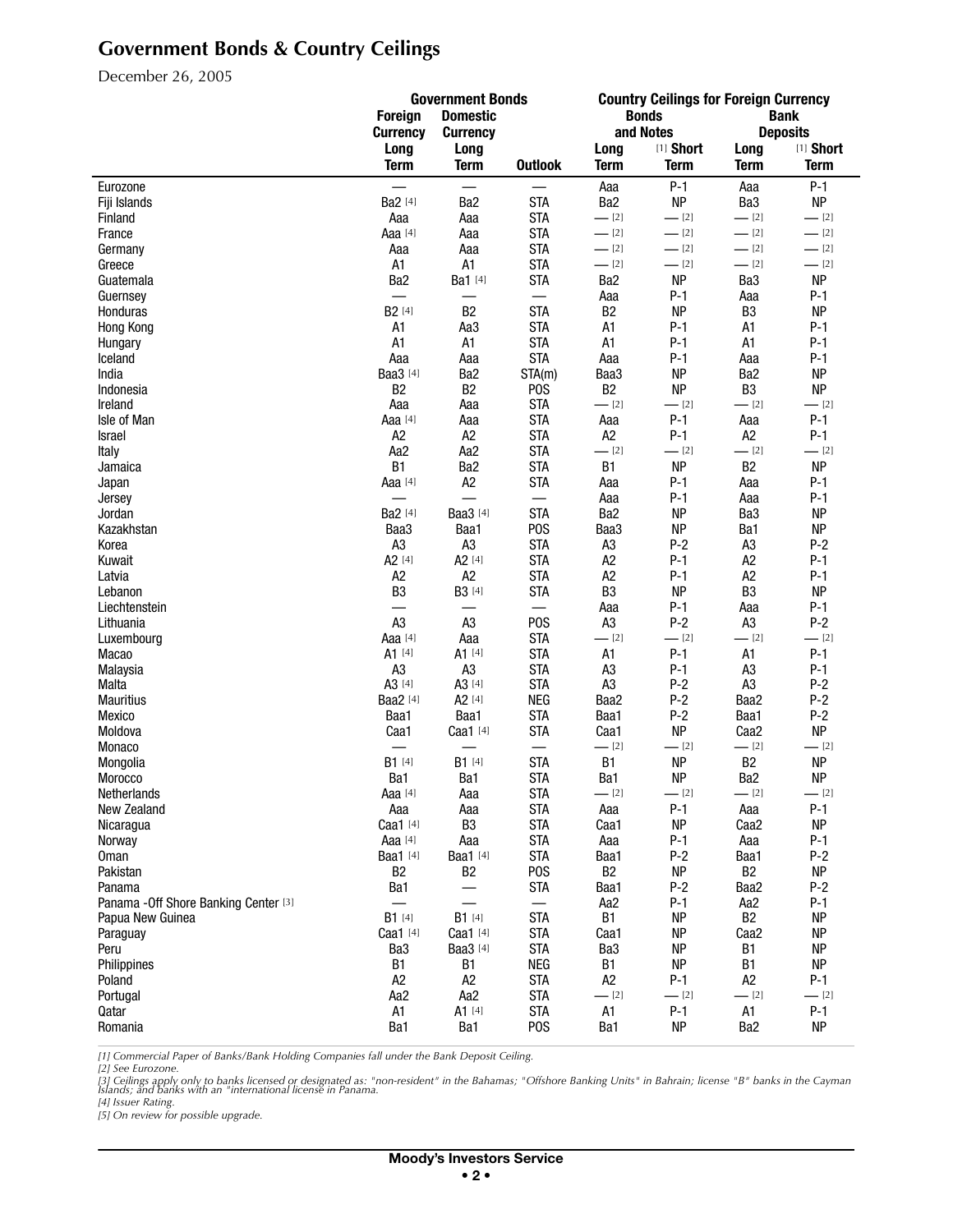# Government Bonds & Country Ceilings

December 26, 2005

| | Government Bonds | | | Country Ceilings for Foreign Currency | | | |
|---|---|---|---|---|---|---|---|
| | Foreign Currency | Domestic Currency | | Bonds and Notes | | Bank Deposits | |
| | Long Term | Long Term | Outlook | Long Term | [1] Short Term | Long Term | [1] Short Term |
| Eurozone | — | — | — | Aaa | P-1 | Aaa | P-1 |
| Fiji Islands | Ba2 [4] | Ba2 | STA | Ba2 | NP | Ba3 | NP |
| Finland | Aaa | Aaa | STA | — [2] | — [2] | — [2] | — [2] |
| France | Aaa [4] | Aaa | STA | — [2] | — [2] | — [2] | — [2] |
| Germany | Aaa | Aaa | STA | — [2] | — [2] | — [2] | — [2] |
| Greece | A1 | A1 | STA | — [2] | — [2] | — [2] | — [2] |
| Guatemala | Ba2 | Ba1 [4] | STA | Ba2 | NP | Ba3 | NP |
| Guernsey | — | — | — | Aaa | P-1 | Aaa | P-1 |
| Honduras | B2 [4] | B2 | STA | B2 | NP | B3 | NP |
| Hong Kong | A1 | Aa3 | STA | A1 | P-1 | A1 | P-1 |
| Hungary | A1 | A1 | STA | A1 | P-1 | A1 | P-1 |
| Iceland | Aaa | Aaa | STA | Aaa | P-1 | Aaa | P-1 |
| India | Baa3 [4] | Ba2 | STA(m) | Baa3 | NP | Ba2 | NP |
| Indonesia | B2 | B2 | POS | B2 | NP | B3 | NP |
| Ireland | Aaa | Aaa | STA | — [2] | — [2] | — [2] | — [2] |
| Isle of Man | Aaa [4] | Aaa | STA | Aaa | P-1 | Aaa | P-1 |
| Israel | A2 | A2 | STA | A2 | P-1 | A2 | P-1 |
| Italy | Aa2 | Aa2 | STA | — [2] | — [2] | — [2] | — [2] |
| Jamaica | B1 | Ba2 | STA | B1 | NP | B2 | NP |
| Japan | Aaa [4] | A2 | STA | Aaa | P-1 | Aaa | P-1 |
| Jersey | — | — | — | Aaa | P-1 | Aaa | P-1 |
| Jordan | Ba2 [4] | Baa3 [4] | STA | Ba2 | NP | Ba3 | NP |
| Kazakhstan | Baa3 | Baa1 | POS | Baa3 | NP | Ba1 | NP |
| Korea | A3 | A3 | STA | A3 | P-2 | A3 | P-2 |
| Kuwait | A2 [4] | A2 [4] | STA | A2 | P-1 | A2 | P-1 |
| Latvia | A2 | A2 | STA | A2 | P-1 | A2 | P-1 |
| Lebanon | B3 | B3 [4] | STA | B3 | NP | B3 | NP |
| Liechtenstein | — | — | — | Aaa | P-1 | Aaa | P-1 |
| Lithuania | A3 | A3 | POS | A3 | P-2 | A3 | P-2 |
| Luxembourg | Aaa [4] | Aaa | STA | — [2] | — [2] | — [2] | — [2] |
| Macao | A1 [4] | A1 [4] | STA | A1 | P-1 | A1 | P-1 |
| Malaysia | A3 | A3 | STA | A3 | P-1 | A3 | P-1 |
| Malta | A3 [4] | A3 [4] | STA | A3 | P-2 | A3 | P-2 |
| Mauritius | Baa2 [4] | A2 [4] | NEG | Baa2 | P-2 | Baa2 | P-2 |
| Mexico | Baa1 | Baa1 | STA | Baa1 | P-2 | Baa1 | P-2 |
| Moldova | Caa1 | Caa1 [4] | STA | Caa1 | NP | Caa2 | NP |
| Monaco | — | — | — | — [2] | — [2] | — [2] | — [2] |
| Mongolia | B1 [4] | B1 [4] | STA | B1 | NP | B2 | NP |
| Morocco | Ba1 | Ba1 | STA | Ba1 | NP | Ba2 | NP |
| Netherlands | Aaa [4] | Aaa | STA | — [2] | — [2] | — [2] | — [2] |
| New Zealand | Aaa | Aaa | STA | Aaa | P-1 | Aaa | P-1 |
| Nicaragua | Caa1 [4] | B3 | STA | Caa1 | NP | Caa2 | NP |
| Norway | Aaa [4] | Aaa | STA | Aaa | P-1 | Aaa | P-1 |
| Oman | Baa1 [4] | Baa1 [4] | STA | Baa1 | P-2 | Baa1 | P-2 |
| Pakistan | B2 | B2 | POS | B2 | NP | B2 | NP |
| Panama | Ba1 | — | STA | Baa1 | P-2 | Baa2 | P-2 |
| Panama -Off Shore Banking Center [3] | — | — | — | Aa2 | P-1 | Aa2 | P-1 |
| Papua New Guinea | B1 [4] | B1 [4] | STA | B1 | NP | B2 | NP |
| Paraguay | Caa1 [4] | Caa1 [4] | STA | Caa1 | NP | Caa2 | NP |
| Peru | Ba3 | Baa3 [4] | STA | Ba3 | NP | B1 | NP |
| Philippines | B1 | B1 | NEG | B1 | NP | B1 | NP |
| Poland | A2 | A2 | STA | A2 | P-1 | A2 | P-1 |
| Portugal | Aa2 | Aa2 | STA | — [2] | — [2] | — [2] | — [2] |
| Qatar | A1 | A1 [4] | STA | A1 | P-1 | A1 | P-1 |
| Romania | Ba1 | Ba1 | POS | Ba1 | NP | Ba2 | NP |

*[1] Commercial Paper of Banks/Bank Holding Companies fall under the Bank Deposit Ceiling.*
*[2] See Eurozone.*
*[3] Ceilings apply only to banks licensed or designated as: "non-resident" in the Bahamas; "Offshore Banking Units" in Bahrain; license "B" banks in the Cayman Islands; and banks with an "international license" in Panama.*
*[4] Issuer Rating.*
*[5] On review for possible upgrade.*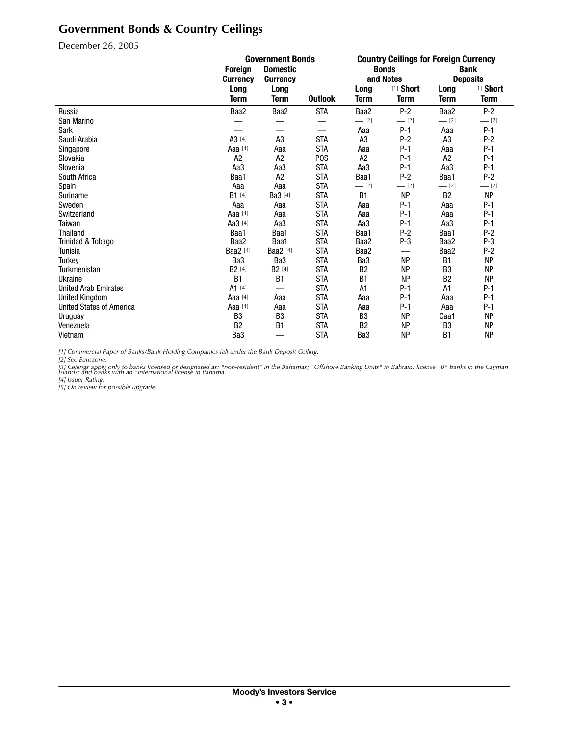## Government Bonds & Country Ceilings

December 26, 2005

| | Government Bonds | | | Country Ceilings for Foreign Currency | | | |
|---|---|---|---|---|---|---|---|
| | Foreign Currency | Domestic Currency | | Bonds and Notes | | Bank Deposits | |
| | Long Term | Long Term | Outlook | Long Term | [1] Short Term | Long Term | [1] Short Term |
| Russia | Baa2 | Baa2 | STA | Baa2 | P-2 | Baa2 | P-2 |
| San Marino | — | — | — | — [2] | — [2] | — [2] | — [2] |
| Sark | — | — | — | Aaa | P-1 | Aaa | P-1 |
| Saudi Arabia | A3 [4] | A3 | STA | A3 | P-2 | A3 | P-2 |
| Singapore | Aaa [4] | Aaa | STA | Aaa | P-1 | Aaa | P-1 |
| Slovakia | A2 | A2 | POS | A2 | P-1 | A2 | P-1 |
| Slovenia | Aa3 | Aa3 | STA | Aa3 | P-1 | Aa3 | P-1 |
| South Africa | Baa1 | A2 | STA | Baa1 | P-2 | Baa1 | P-2 |
| Spain | Aaa | Aaa | STA | — [2] | — [2] | — [2] | — [2] |
| Suriname | B1 [4] | Ba3 [4] | STA | B1 | NP | B2 | NP |
| Sweden | Aaa | Aaa | STA | Aaa | P-1 | Aaa | P-1 |
| Switzerland | Aaa [4] | Aaa | STA | Aaa | P-1 | Aaa | P-1 |
| Taiwan | Aa3 [4] | Aa3 | STA | Aa3 | P-1 | Aa3 | P-1 |
| Thailand | Baa1 | Baa1 | STA | Baa1 | P-2 | Baa1 | P-2 |
| Trinidad & Tobago | Baa2 | Baa1 | STA | Baa2 | P-3 | Baa2 | P-3 |
| Tunisia | Baa2 [4] | Baa2 [4] | STA | Baa2 | — | Baa2 | P-2 |
| Turkey | Ba3 | Ba3 | STA | Ba3 | NP | B1 | NP |
| Turkmenistan | B2 [4] | B2 [4] | STA | B2 | NP | B3 | NP |
| Ukraine | B1 | B1 | STA | B1 | NP | B2 | NP |
| United Arab Emirates | A1 [4] | — | STA | A1 | P-1 | A1 | P-1 |
| United Kingdom | Aaa [4] | Aaa | STA | Aaa | P-1 | Aaa | P-1 |
| United States of America | Aaa [4] | Aaa | STA | Aaa | P-1 | Aaa | P-1 |
| Uruguay | B3 | B3 | STA | B3 | NP | Caa1 | NP |
| Venezuela | B2 | B1 | STA | B2 | NP | B3 | NP |
| Vietnam | Ba3 | — | STA | Ba3 | NP | B1 | NP |

*[1] Commercial Paper of Banks/Bank Holding Companies fall under the Bank Deposit Ceiling.*
*[2] See Eurozone.*
*[3] Ceilings apply only to banks licensed or designated as: "non-resident" in the Bahamas; "Offshore Banking Units" in Bahrain; license "B" banks in the Cayman Islands; and banks with an "international license" in Panama.*
*[4] Issuer Rating.*
*[5] On review for possible upgrade.*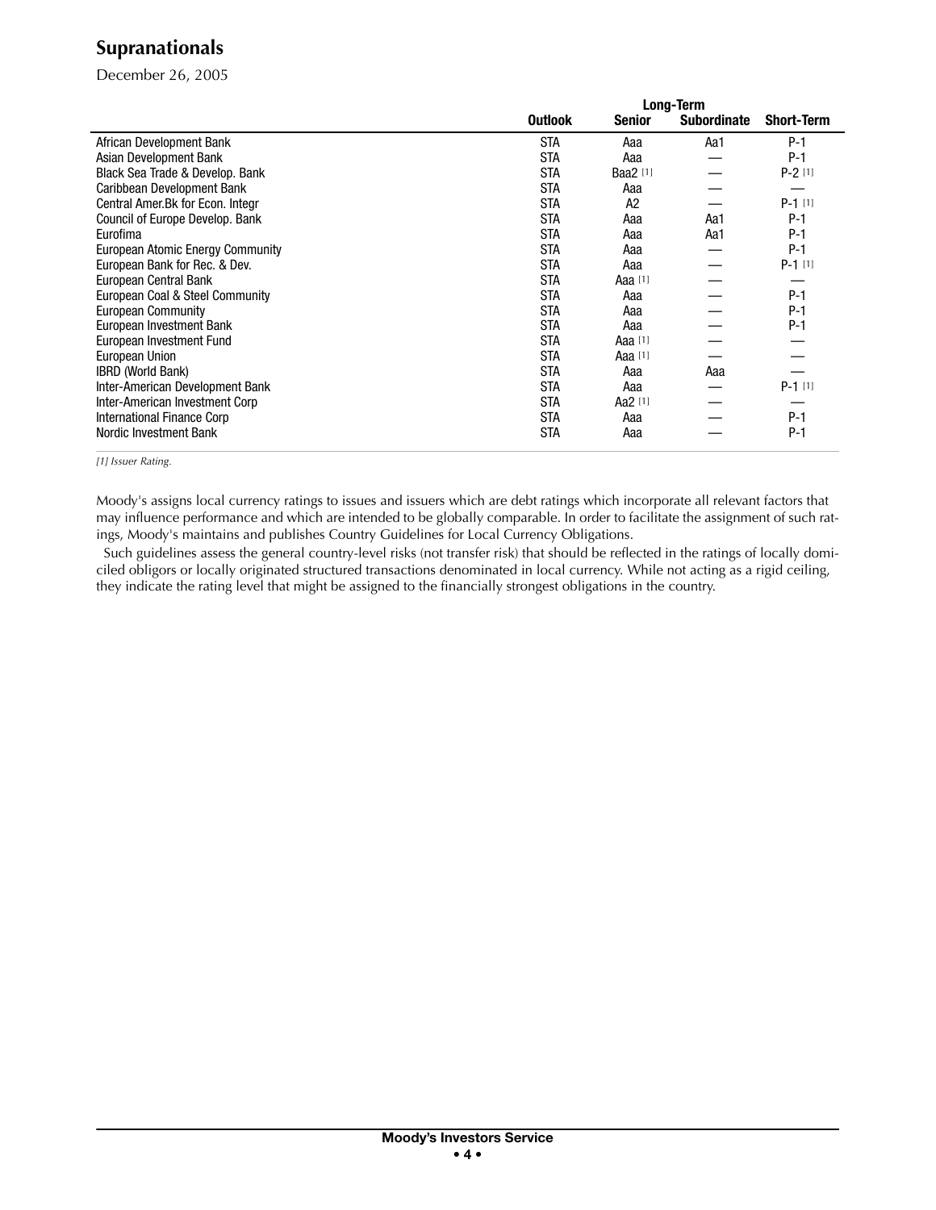## Supranationals

December 26, 2005

| | Outlook | Long-Term Senior | Long-Term Subordinate | Short-Term |
|---|---|---|---|---|
| African Development Bank | STA | Aaa | Aa1 | P-1 |
| Asian Development Bank | STA | Aaa | — | P-1 |
| Black Sea Trade & Develop. Bank | STA | Baa2 [1] | — | P-2 [1] |
| Caribbean Development Bank | STA | Aaa | — | — |
| Central Amer.Bk for Econ. Integr | STA | A2 | — | P-1 [1] |
| Council of Europe Develop. Bank | STA | Aaa | Aa1 | P-1 |
| Eurofima | STA | Aaa | Aa1 | P-1 |
| European Atomic Energy Community | STA | Aaa | — | P-1 |
| European Bank for Rec. & Dev. | STA | Aaa | — | P-1 [1] |
| European Central Bank | STA | Aaa [1] | — | — |
| European Coal & Steel Community | STA | Aaa | — | P-1 |
| European Community | STA | Aaa | — | P-1 |
| European Investment Bank | STA | Aaa | — | P-1 |
| European Investment Fund | STA | Aaa [1] | — | — |
| European Union | STA | Aaa [1] | — | — |
| IBRD (World Bank) | STA | Aaa | Aaa | — |
| Inter-American Development Bank | STA | Aaa | — | P-1 [1] |
| Inter-American Investment Corp | STA | Aa2 [1] | — | — |
| International Finance Corp | STA | Aaa | — | P-1 |
| Nordic Investment Bank | STA | Aaa | — | P-1 |

*[1] Issuer Rating.*

Moody's assigns local currency ratings to issues and issuers which are debt ratings which incorporate all relevant factors that may influence performance and which are intended to be globally comparable. In order to facilitate the assignment of such ratings, Moody's maintains and publishes Country Guidelines for Local Currency Obligations.

Such guidelines assess the general country-level risks (not transfer risk) that should be reflected in the ratings of locally domiciled obligors or locally originated structured transactions denominated in local currency. While not acting as a rigid ceiling, they indicate the rating level that might be assigned to the financially strongest obligations in the country.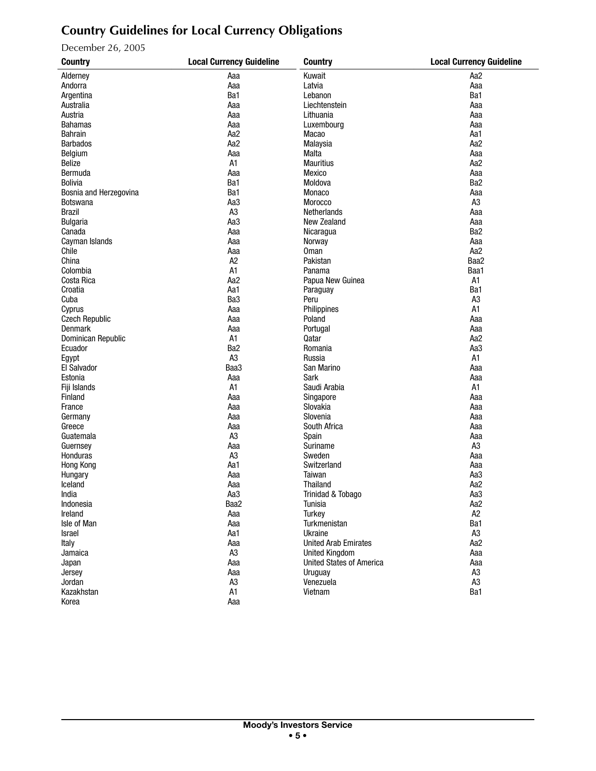## Country Guidelines for Local Currency Obligations

December 26, 2005

| Country | Local Currency Guideline |
|---|---|
| Alderney | Aaa |
| Andorra | Aaa |
| Argentina | Ba1 |
| Australia | Aaa |
| Austria | Aaa |
| Bahamas | Aaa |
| Bahrain | Aa2 |
| Barbados | Aa2 |
| Belgium | Aaa |
| Belize | A1 |
| Bermuda | Aaa |
| Bolivia | Ba1 |
| Bosnia and Herzegovina | Ba1 |
| Botswana | Aa3 |
| Brazil | A3 |
| Bulgaria | Aa3 |
| Canada | Aaa |
| Cayman Islands | Aaa |
| Chile | Aaa |
| China | A2 |
| Colombia | A1 |
| Costa Rica | Aa2 |
| Croatia | Aa1 |
| Cuba | Ba3 |
| Cyprus | Aaa |
| Czech Republic | Aaa |
| Denmark | Aaa |
| Dominican Republic | A1 |
| Ecuador | Ba2 |
| Egypt | A3 |
| El Salvador | Baa3 |
| Estonia | Aaa |
| Fiji Islands | A1 |
| Finland | Aaa |
| France | Aaa |
| Germany | Aaa |
| Greece | Aaa |
| Guatemala | A3 |
| Guernsey | Aaa |
| Honduras | A3 |
| Hong Kong | Aa1 |
| Hungary | Aaa |
| Iceland | Aaa |
| India | Aa3 |
| Indonesia | Baa2 |
| Ireland | Aaa |
| Isle of Man | Aaa |
| Israel | Aa1 |
| Italy | Aaa |
| Jamaica | A3 |
| Japan | Aaa |
| Jersey | Aaa |
| Jordan | A3 |
| Kazakhstan | A1 |
| Korea | Aaa |
| Kuwait | Aa2 |
| Latvia | Aaa |
| Lebanon | Ba1 |
| Liechtenstein | Aaa |
| Lithuania | Aaa |
| Luxembourg | Aaa |
| Macao | Aa1 |
| Malaysia | Aa2 |
| Malta | Aaa |
| Mauritius | Aa2 |
| Mexico | Aaa |
| Moldova | Ba2 |
| Monaco | Aaa |
| Morocco | A3 |
| Netherlands | Aaa |
| New Zealand | Aaa |
| Nicaragua | Ba2 |
| Norway | Aaa |
| Oman | Aa2 |
| Pakistan | Baa2 |
| Panama | Baa1 |
| Papua New Guinea | A1 |
| Paraguay | Ba1 |
| Peru | A3 |
| Philippines | A1 |
| Poland | Aaa |
| Portugal | Aaa |
| Qatar | Aa2 |
| Romania | Aa3 |
| Russia | A1 |
| San Marino | Aaa |
| Sark | Aaa |
| Saudi Arabia | A1 |
| Singapore | Aaa |
| Slovakia | Aaa |
| Slovenia | Aaa |
| South Africa | Aaa |
| Spain | Aaa |
| Suriname | A3 |
| Sweden | Aaa |
| Switzerland | Aaa |
| Taiwan | Aa3 |
| Thailand | Aa2 |
| Trinidad & Tobago | Aa3 |
| Tunisia | Aa2 |
| Turkey | A2 |
| Turkmenistan | Ba1 |
| Ukraine | A3 |
| United Arab Emirates | Aa2 |
| United Kingdom | Aaa |
| United States of America | Aaa |
| Uruguay | A3 |
| Venezuela | A3 |
| Vietnam | Ba1 |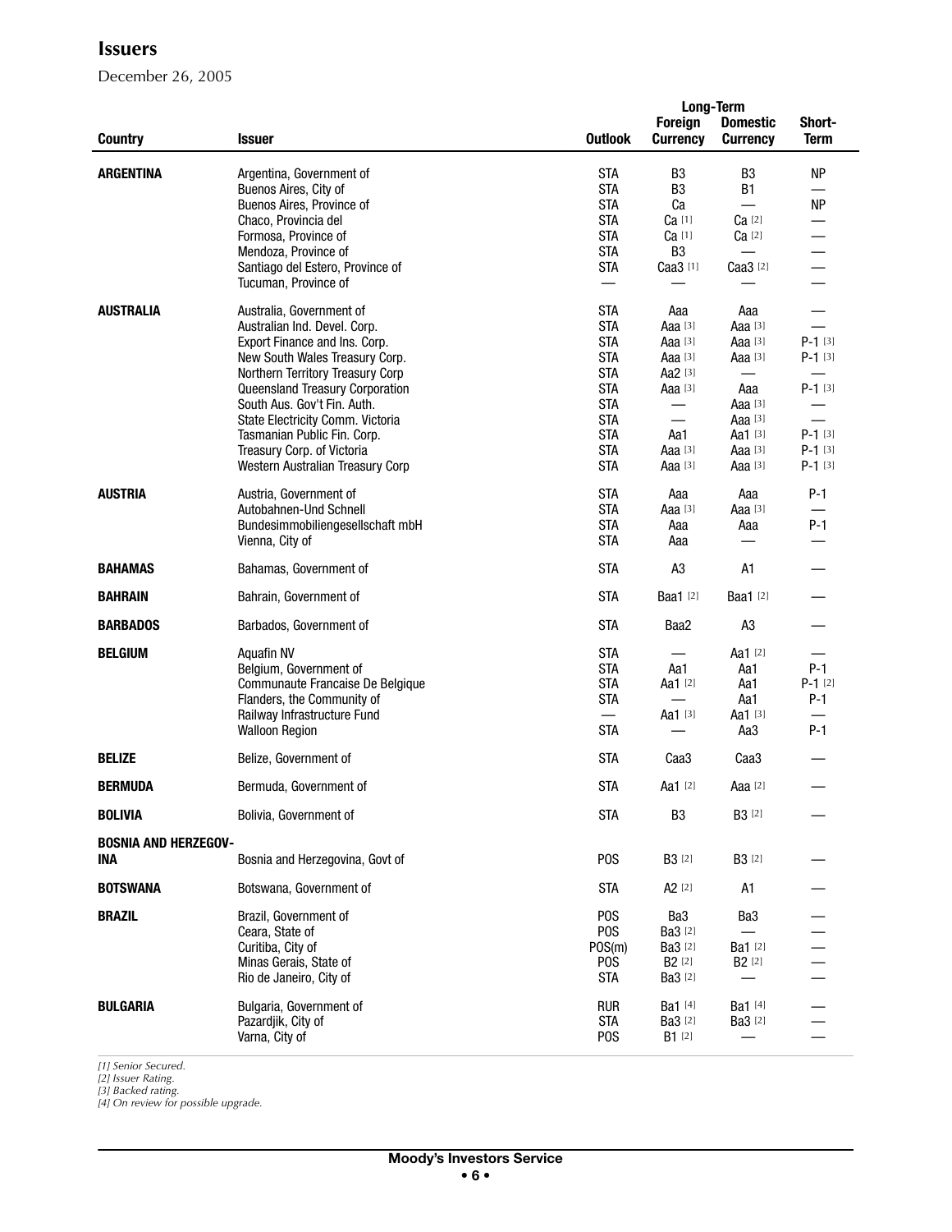# Issuers

December 26, 2005

| Country | Issuer | Outlook | Long-Term Foreign Currency | Long-Term Domestic Currency | Short-Term |
|---|---|---|---|---|---|
| **ARGENTINA** | Argentina, Government of | STA | B3 | B3 | NP |
| | Buenos Aires, City of | STA | B3 | B1 | — |
| | Buenos Aires, Province of | STA | Ca | — | NP |
| | Chaco, Provincia del | STA | Ca [1] | Ca [2] | — |
| | Formosa, Province of | STA | Ca [1] | Ca [2] | — |
| | Mendoza, Province of | STA | B3 | — | — |
| | Santiago del Estero, Province of | STA | Caa3 [1] | Caa3 [2] | — |
| | Tucuman, Province of | — | — | — | — |
| **AUSTRALIA** | Australia, Government of | STA | Aaa | Aaa | — |
| | Australian Ind. Devel. Corp. | STA | Aaa [3] | Aaa [3] | — |
| | Export Finance and Ins. Corp. | STA | Aaa [3] | Aaa [3] | P-1 [3] |
| | New South Wales Treasury Corp. | STA | Aaa [3] | Aaa [3] | P-1 [3] |
| | Northern Territory Treasury Corp | STA | Aa2 [3] | — | — |
| | Queensland Treasury Corporation | STA | Aaa [3] | Aaa | P-1 [3] |
| | South Aus. Gov't Fin. Auth. | STA | — | Aaa [3] | — |
| | State Electricity Comm. Victoria | STA | — | Aaa [3] | — |
| | Tasmanian Public Fin. Corp. | STA | Aa1 | Aa1 [3] | P-1 [3] |
| | Treasury Corp. of Victoria | STA | Aaa [3] | Aaa [3] | P-1 [3] |
| | Western Australian Treasury Corp | STA | Aaa [3] | Aaa [3] | P-1 [3] |
| **AUSTRIA** | Austria, Government of | STA | Aaa | Aaa | P-1 |
| | Autobahnen-Und Schnell | STA | Aaa [3] | Aaa [3] | — |
| | Bundesimmobiliengesellschaft mbH | STA | Aaa | Aaa | P-1 |
| | Vienna, City of | STA | Aaa | — | — |
| **BAHAMAS** | Bahamas, Government of | STA | A3 | A1 | — |
| **BAHRAIN** | Bahrain, Government of | STA | Baa1 [2] | Baa1 [2] | — |
| **BARBADOS** | Barbados, Government of | STA | Baa2 | A3 | — |
| **BELGIUM** | Aquafin NV | STA | — | Aa1 [2] | — |
| | Belgium, Government of | STA | Aa1 | Aa1 | P-1 |
| | Communaute Francaise De Belgique | STA | Aa1 [2] | Aa1 | P-1 [2] |
| | Flanders, the Community of | STA | — | Aa1 | P-1 |
| | Railway Infrastructure Fund | — | Aa1 [3] | Aa1 [3] | — |
| | Walloon Region | STA | — | Aa3 | P-1 |
| **BELIZE** | Belize, Government of | STA | Caa3 | Caa3 | — |
| **BERMUDA** | Bermuda, Government of | STA | Aa1 [2] | Aaa [2] | — |
| **BOLIVIA** | Bolivia, Government of | STA | B3 | B3 [2] | — |
| **BOSNIA AND HERZEGOVINA** | Bosnia and Herzegovina, Govt of | POS | B3 [2] | B3 [2] | — |
| **BOTSWANA** | Botswana, Government of | STA | A2 [2] | A1 | — |
| **BRAZIL** | Brazil, Government of | POS | Ba3 | Ba3 | — |
| | Ceara, State of | POS | Ba3 [2] | — | — |
| | Curitiba, City of | POS(m) | Ba3 [2] | Ba1 [2] | — |
| | Minas Gerais, State of | POS | B2 [2] | B2 [2] | — |
| | Rio de Janeiro, City of | STA | Ba3 [2] | — | — |
| **BULGARIA** | Bulgaria, Government of | RUR | Ba1 [4] | Ba1 [4] | — |
| | Pazardjik, City of | STA | Ba3 [2] | Ba3 [2] | — |
| | Varna, City of | POS | B1 [2] | — | — |

*[1] Senior Secured.*
*[2] Issuer Rating.*
*[3] Backed rating.*
*[4] On review for possible upgrade.*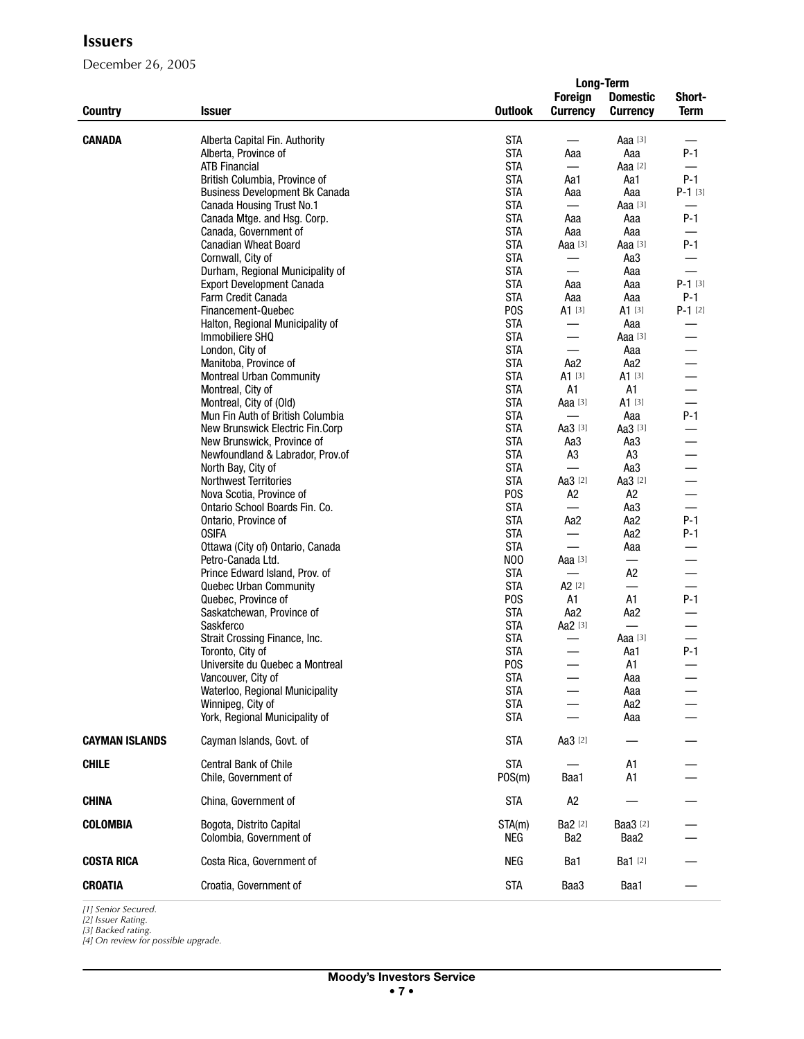## Issuers

December 26, 2005

| Country | Issuer | Outlook | Long-Term Foreign Currency | Long-Term Domestic Currency | Short-Term |
|---|---|---|---|---|---|
| **CANADA** | Alberta Capital Fin. Authority | STA | — | Aaa [3] | — |
| | Alberta, Province of | STA | Aaa | Aaa | P-1 |
| | ATB Financial | STA | — | Aaa [2] | — |
| | British Columbia, Province of | STA | Aa1 | Aa1 | P-1 |
| | Business Development Bk Canada | STA | Aaa | Aaa | P-1 [3] |
| | Canada Housing Trust No.1 | STA | — | Aaa [3] | — |
| | Canada Mtge. and Hsg. Corp. | STA | Aaa | Aaa | P-1 |
| | Canada, Government of | STA | Aaa | Aaa | — |
| | Canadian Wheat Board | STA | Aaa [3] | Aaa [3] | P-1 |
| | Cornwall, City of | STA | — | Aa3 | — |
| | Durham, Regional Municipality of | STA | — | Aaa | — |
| | Export Development Canada | STA | Aaa | Aaa | P-1 [3] |
| | Farm Credit Canada | STA | Aaa | Aaa | P-1 |
| | Financement-Quebec | POS | A1 [3] | A1 [3] | P-1 [2] |
| | Halton, Regional Municipality of | STA | — | Aaa | — |
| | Immobiliere SHQ | STA | — | Aaa [3] | — |
| | London, City of | STA | — | Aaa | — |
| | Manitoba, Province of | STA | Aa2 | Aa2 | — |
| | Montreal Urban Community | STA | A1 [3] | A1 [3] | — |
| | Montreal, City of | STA | A1 | A1 | — |
| | Montreal, City of (Old) | STA | Aaa [3] | A1 [3] | — |
| | Mun Fin Auth of British Columbia | STA | — | Aaa | P-1 |
| | New Brunswick Electric Fin.Corp | STA | Aa3 [3] | Aa3 [3] | — |
| | New Brunswick, Province of | STA | Aa3 | Aa3 | — |
| | Newfoundland & Labrador, Prov.of | STA | A3 | A3 | — |
| | North Bay, City of | STA | — | Aa3 | — |
| | Northwest Territories | STA | Aa3 [2] | Aa3 [2] | — |
| | Nova Scotia, Province of | POS | A2 | A2 | — |
| | Ontario School Boards Fin. Co. | STA | — | Aa3 | — |
| | Ontario, Province of | STA | Aa2 | Aa2 | P-1 |
| | OSIFA | STA | — | Aa2 | P-1 |
| | Ottawa (City of) Ontario, Canada | STA | — | Aaa | — |
| | Petro-Canada Ltd. | NOO | Aaa [3] | — | — |
| | Prince Edward Island, Prov. of | STA | — | A2 | — |
| | Quebec Urban Community | STA | A2 [2] | — | — |
| | Quebec, Province of | POS | A1 | A1 | P-1 |
| | Saskatchewan, Province of | STA | Aa2 | Aa2 | — |
| | Saskferco | STA | Aa2 [3] | — | — |
| | Strait Crossing Finance, Inc. | STA | — | Aaa [3] | — |
| | Toronto, City of | STA | — | Aa1 | P-1 |
| | Universite du Quebec a Montreal | POS | — | A1 | — |
| | Vancouver, City of | STA | — | Aaa | — |
| | Waterloo, Regional Municipality | STA | — | Aaa | — |
| | Winnipeg, City of | STA | — | Aa2 | — |
| | York, Regional Municipality of | STA | — | Aaa | — |
| **CAYMAN ISLANDS** | Cayman Islands, Govt. of | STA | Aa3 [2] | — | — |
| **CHILE** | Central Bank of Chile | STA | — | A1 | — |
| | Chile, Government of | POS(m) | Baa1 | A1 | — |
| **CHINA** | China, Government of | STA | A2 | — | — |
| **COLOMBIA** | Bogota, Distrito Capital | STA(m) | Ba2 [2] | Baa3 [2] | — |
| | Colombia, Government of | NEG | Ba2 | Baa2 | — |
| **COSTA RICA** | Costa Rica, Government of | NEG | Ba1 | Ba1 [2] | — |
| **CROATIA** | Croatia, Government of | STA | Baa3 | Baa1 | — |

*[1] Senior Secured.*
*[2] Issuer Rating.*
*[3] Backed rating.*
*[4] On review for possible upgrade.*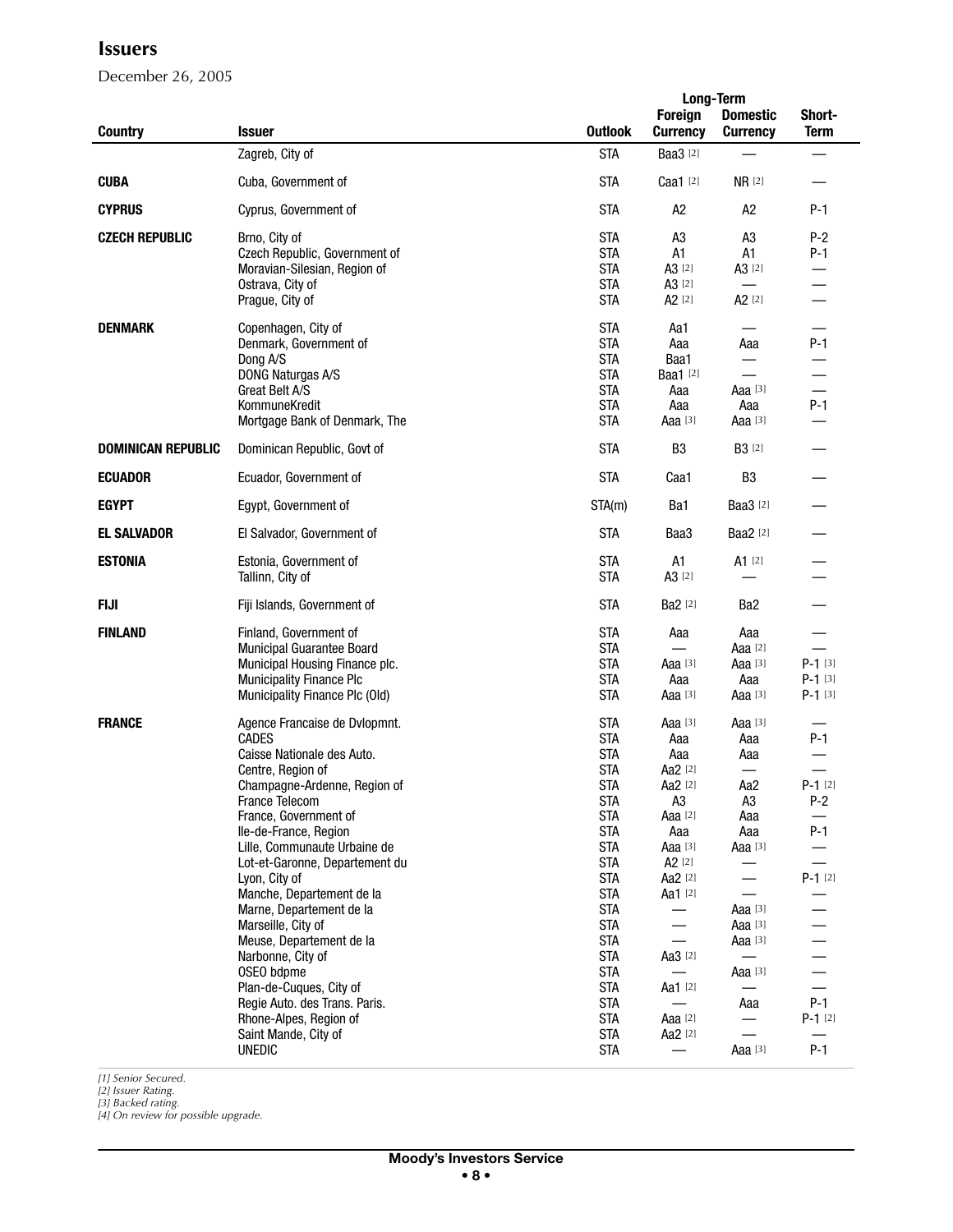## Issuers

December 26, 2005

| Country | Issuer | Outlook | Long-Term Foreign Currency | Long-Term Domestic Currency | Short-Term |
|---|---|---|---|---|---|
| | Zagreb, City of | STA | Baa3 [2] | — | — |
| **CUBA** | Cuba, Government of | STA | Caa1 [2] | NR [2] | — |
| **CYPRUS** | Cyprus, Government of | STA | A2 | A2 | P-1 |
| **CZECH REPUBLIC** | Brno, City of | STA | A3 | A3 | P-2 |
| | Czech Republic, Government of | STA | A1 | A1 | P-1 |
| | Moravian-Silesian, Region of | STA | A3 [2] | A3 [2] | — |
| | Ostrava, City of | STA | A3 [2] | — | — |
| | Prague, City of | STA | A2 [2] | A2 [2] | — |
| **DENMARK** | Copenhagen, City of | STA | Aa1 | — | — |
| | Denmark, Government of | STA | Aaa | Aaa | P-1 |
| | Dong A/S | STA | Baa1 | — | — |
| | DONG Naturgas A/S | STA | Baa1 [2] | — | — |
| | Great Belt A/S | STA | Aaa | Aaa [3] | — |
| | KommuneKredit | STA | Aaa | Aaa | P-1 |
| | Mortgage Bank of Denmark, The | STA | Aaa [3] | Aaa [3] | — |
| **DOMINICAN REPUBLIC** | Dominican Republic, Govt of | STA | B3 | B3 [2] | — |
| **ECUADOR** | Ecuador, Government of | STA | Caa1 | B3 | — |
| **EGYPT** | Egypt, Government of | STA(m) | Ba1 | Baa3 [2] | — |
| **EL SALVADOR** | El Salvador, Government of | STA | Baa3 | Baa2 [2] | — |
| **ESTONIA** | Estonia, Government of | STA | A1 | A1 [2] | — |
| | Tallinn, City of | STA | A3 [2] | — | — |
| **FIJI** | Fiji Islands, Government of | STA | Ba2 [2] | Ba2 | — |
| **FINLAND** | Finland, Government of | STA | Aaa | Aaa | — |
| | Municipal Guarantee Board | STA | — | Aaa [2] | — |
| | Municipal Housing Finance plc. | STA | Aaa [3] | Aaa [3] | P-1 [3] |
| | Municipality Finance Plc | STA | Aaa | Aaa | P-1 [3] |
| | Municipality Finance Plc (Old) | STA | Aaa [3] | Aaa [3] | P-1 [3] |
| **FRANCE** | Agence Francaise de Dvlopmnt. | STA | Aaa [3] | Aaa [3] | — |
| | CADES | STA | Aaa | Aaa | P-1 |
| | Caisse Nationale des Auto. | STA | Aaa | Aaa | — |
| | Centre, Region of | STA | Aa2 [2] | — | — |
| | Champagne-Ardenne, Region of | STA | Aa2 [2] | Aa2 | P-1 [2] |
| | France Telecom | STA | A3 | A3 | P-2 |
| | France, Government of | STA | Aaa [2] | Aaa | — |
| | Ile-de-France, Region | STA | Aaa | Aaa | P-1 |
| | Lille, Communaute Urbaine de | STA | Aaa [3] | Aaa [3] | — |
| | Lot-et-Garonne, Departement du | STA | A2 [2] | — | — |
| | Lyon, City of | STA | Aa2 [2] | — | P-1 [2] |
| | Manche, Departement de la | STA | Aa1 [2] | — | — |
| | Marne, Departement de la | STA | — | Aaa [3] | — |
| | Marseille, City of | STA | — | Aaa [3] | — |
| | Meuse, Departement de la | STA | — | Aaa [3] | — |
| | Narbonne, City of | STA | Aa3 [2] | — | — |
| | OSEO bdpme | STA | — | Aaa [3] | — |
| | Plan-de-Cuques, City of | STA | Aa1 [2] | — | — |
| | Regie Auto. des Trans. Paris. | STA | — | Aaa | P-1 |
| | Rhone-Alpes, Region of | STA | Aaa [2] | — | P-1 [2] |
| | Saint Mande, City of | STA | Aa2 [2] | — | — |
| | UNEDIC | STA | — | Aaa [3] | P-1 |

*[1] Senior Secured.*
*[2] Issuer Rating.*
*[3] Backed rating.*
*[4] On review for possible upgrade.*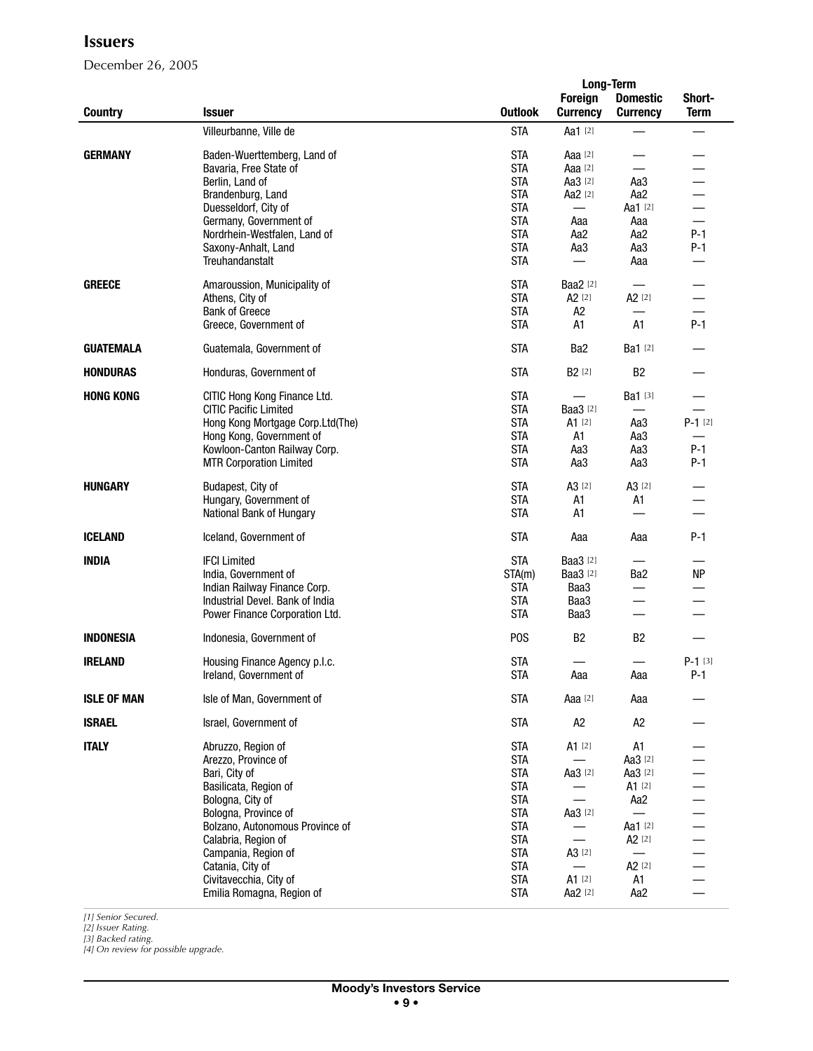## Issuers

December 26, 2005

| Country | Issuer | Outlook | Long-Term Foreign Currency | Long-Term Domestic Currency | Short-Term |
|---|---|---|---|---|---|
| | Villeurbanne, Ville de | STA | Aa1 [2] | — | — |
| **GERMANY** | Baden-Wuerttemberg, Land of | STA | Aaa [2] | — | — |
| | Bavaria, Free State of | STA | Aaa [2] | — | — |
| | Berlin, Land of | STA | Aa3 [2] | Aa3 | — |
| | Brandenburg, Land | STA | Aa2 [2] | Aa2 | — |
| | Duesseldorf, City of | STA | — | Aa1 [2] | — |
| | Germany, Government of | STA | Aaa | Aaa | — |
| | Nordrhein-Westfalen, Land of | STA | Aa2 | Aa2 | P-1 |
| | Saxony-Anhalt, Land | STA | Aa3 | Aa3 | P-1 |
| | Treuhandanstalt | STA | — | Aaa | — |
| **GREECE** | Amaroussion, Municipality of | STA | Baa2 [2] | — | — |
| | Athens, City of | STA | A2 [2] | A2 [2] | — |
| | Bank of Greece | STA | A2 | — | — |
| | Greece, Government of | STA | A1 | A1 | P-1 |
| **GUATEMALA** | Guatemala, Government of | STA | Ba2 | Ba1 [2] | — |
| **HONDURAS** | Honduras, Government of | STA | B2 [2] | B2 | — |
| **HONG KONG** | CITIC Hong Kong Finance Ltd. | STA | — | Ba1 [3] | — |
| | CITIC Pacific Limited | STA | Baa3 [2] | — | — |
| | Hong Kong Mortgage Corp.Ltd(The) | STA | A1 [2] | Aa3 | P-1 [2] |
| | Hong Kong, Government of | STA | A1 | Aa3 | — |
| | Kowloon-Canton Railway Corp. | STA | Aa3 | Aa3 | P-1 |
| | MTR Corporation Limited | STA | Aa3 | Aa3 | P-1 |
| **HUNGARY** | Budapest, City of | STA | A3 [2] | A3 [2] | — |
| | Hungary, Government of | STA | A1 | A1 | — |
| | National Bank of Hungary | STA | A1 | — | — |
| **ICELAND** | Iceland, Government of | STA | Aaa | Aaa | P-1 |
| **INDIA** | IFCI Limited | STA | Baa3 [2] | — | — |
| | India, Government of | STA(m) | Baa3 [2] | Ba2 | NP |
| | Indian Railway Finance Corp. | STA | Baa3 | — | — |
| | Industrial Devel. Bank of India | STA | Baa3 | — | — |
| | Power Finance Corporation Ltd. | STA | Baa3 | — | — |
| **INDONESIA** | Indonesia, Government of | POS | B2 | B2 | — |
| **IRELAND** | Housing Finance Agency p.l.c. | STA | — | — | P-1 [3] |
| | Ireland, Government of | STA | Aaa | Aaa | P-1 |
| **ISLE OF MAN** | Isle of Man, Government of | STA | Aaa [2] | Aaa | — |
| **ISRAEL** | Israel, Government of | STA | A2 | A2 | — |
| **ITALY** | Abruzzo, Region of | STA | A1 [2] | A1 | — |
| | Arezzo, Province of | STA | — | Aa3 [2] | — |
| | Bari, City of | STA | Aa3 [2] | Aa3 [2] | — |
| | Basilicata, Region of | STA | — | A1 [2] | — |
| | Bologna, City of | STA | — | Aa2 | — |
| | Bologna, Province of | STA | Aa3 [2] | — | — |
| | Bolzano, Autonomous Province of | STA | — | Aa1 [2] | — |
| | Calabria, Region of | STA | — | A2 [2] | — |
| | Campania, Region of | STA | A3 [2] | — | — |
| | Catania, City of | STA | — | A2 [2] | — |
| | Civitavecchia, City of | STA | A1 [2] | A1 | — |
| | Emilia Romagna, Region of | STA | Aa2 [2] | Aa2 | — |

*[1] Senior Secured.*
*[2] Issuer Rating.*
*[3] Backed rating.*
*[4] On review for possible upgrade.*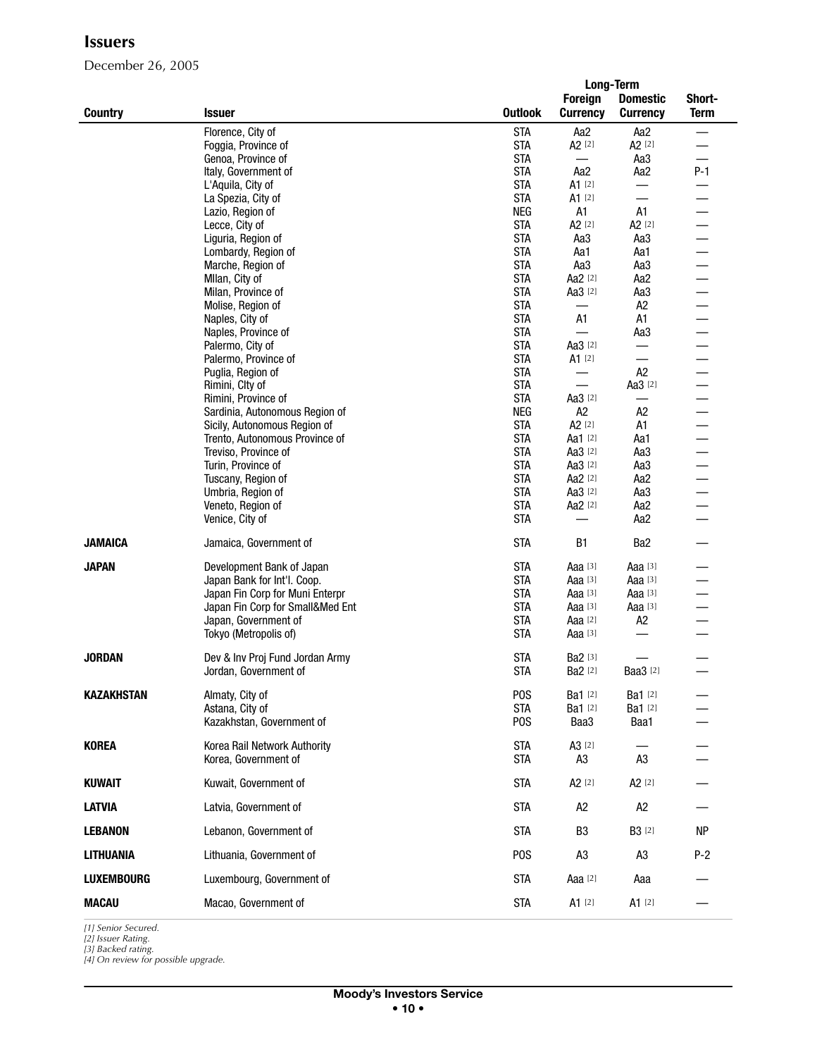## Issuers

December 26, 2005

| Country | Issuer | Outlook | Long-Term Foreign Currency | Long-Term Domestic Currency | Short-Term |
|---|---|---|---|---|---|
| | Florence, City of | STA | Aa2 | Aa2 | — |
| | Foggia, Province of | STA | A2 [2] | A2 [2] | — |
| | Genoa, Province of | STA | — | Aa3 | — |
| | Italy, Government of | STA | Aa2 | Aa2 | P-1 |
| | L'Aquila, City of | STA | A1 [2] | — | — |
| | La Spezia, City of | STA | A1 [2] | — | — |
| | Lazio, Region of | NEG | A1 | A1 | — |
| | Lecce, City of | STA | A2 [2] | A2 [2] | — |
| | Liguria, Region of | STA | Aa3 | Aa3 | — |
| | Lombardy, Region of | STA | Aa1 | Aa1 | — |
| | Marche, Region of | STA | Aa3 | Aa3 | — |
| | MIlan, City of | STA | Aa2 [2] | Aa2 | — |
| | Milan, Province of | STA | Aa3 [2] | Aa3 | — |
| | Molise, Region of | STA | — | A2 | — |
| | Naples, City of | STA | A1 | A1 | — |
| | Naples, Province of | STA | — | Aa3 | — |
| | Palermo, City of | STA | Aa3 [2] | — | — |
| | Palermo, Province of | STA | A1 [2] | — | — |
| | Puglia, Region of | STA | — | A2 | — |
| | Rimini, Clty of | STA | — | Aa3 [2] | — |
| | Rimini, Province of | STA | Aa3 [2] | — | — |
| | Sardinia, Autonomous Region of | NEG | A2 | A2 | — |
| | Sicily, Autonomous Region of | STA | A2 [2] | A1 | — |
| | Trento, Autonomous Province of | STA | Aa1 [2] | Aa1 | — |
| | Treviso, Province of | STA | Aa3 [2] | Aa3 | — |
| | Turin, Province of | STA | Aa3 [2] | Aa3 | — |
| | Tuscany, Region of | STA | Aa2 [2] | Aa2 | — |
| | Umbria, Region of | STA | Aa3 [2] | Aa3 | — |
| | Veneto, Region of | STA | Aa2 [2] | Aa2 | — |
| | Venice, City of | STA | — | Aa2 | — |
| **JAMAICA** | Jamaica, Government of | STA | B1 | Ba2 | — |
| **JAPAN** | Development Bank of Japan | STA | Aaa [3] | Aaa [3] | — |
| | Japan Bank for Int'l. Coop. | STA | Aaa [3] | Aaa [3] | — |
| | Japan Fin Corp for Muni Enterpr | STA | Aaa [3] | Aaa [3] | — |
| | Japan Fin Corp for Small&Med Ent | STA | Aaa [3] | Aaa [3] | — |
| | Japan, Government of | STA | Aaa [2] | A2 | — |
| | Tokyo (Metropolis of) | STA | Aaa [3] | — | — |
| **JORDAN** | Dev & Inv Proj Fund Jordan Army | STA | Ba2 [3] | — | — |
| | Jordan, Government of | STA | Ba2 [2] | Baa3 [2] | — |
| **KAZAKHSTAN** | Almaty, City of | POS | Ba1 [2] | Ba1 [2] | — |
| | Astana, City of | STA | Ba1 [2] | Ba1 [2] | — |
| | Kazakhstan, Government of | POS | Baa3 | Baa1 | — |
| **KOREA** | Korea Rail Network Authority | STA | A3 [2] | — | — |
| | Korea, Government of | STA | A3 | A3 | — |
| **KUWAIT** | Kuwait, Government of | STA | A2 [2] | A2 [2] | — |
| **LATVIA** | Latvia, Government of | STA | A2 | A2 | — |
| **LEBANON** | Lebanon, Government of | STA | B3 | B3 [2] | NP |
| **LITHUANIA** | Lithuania, Government of | POS | A3 | A3 | P-2 |
| **LUXEMBOURG** | Luxembourg, Government of | STA | Aaa [2] | Aaa | — |
| **MACAU** | Macao, Government of | STA | A1 [2] | A1 [2] | — |

*[1] Senior Secured.*
*[2] Issuer Rating.*
*[3] Backed rating.*
*[4] On review for possible upgrade.*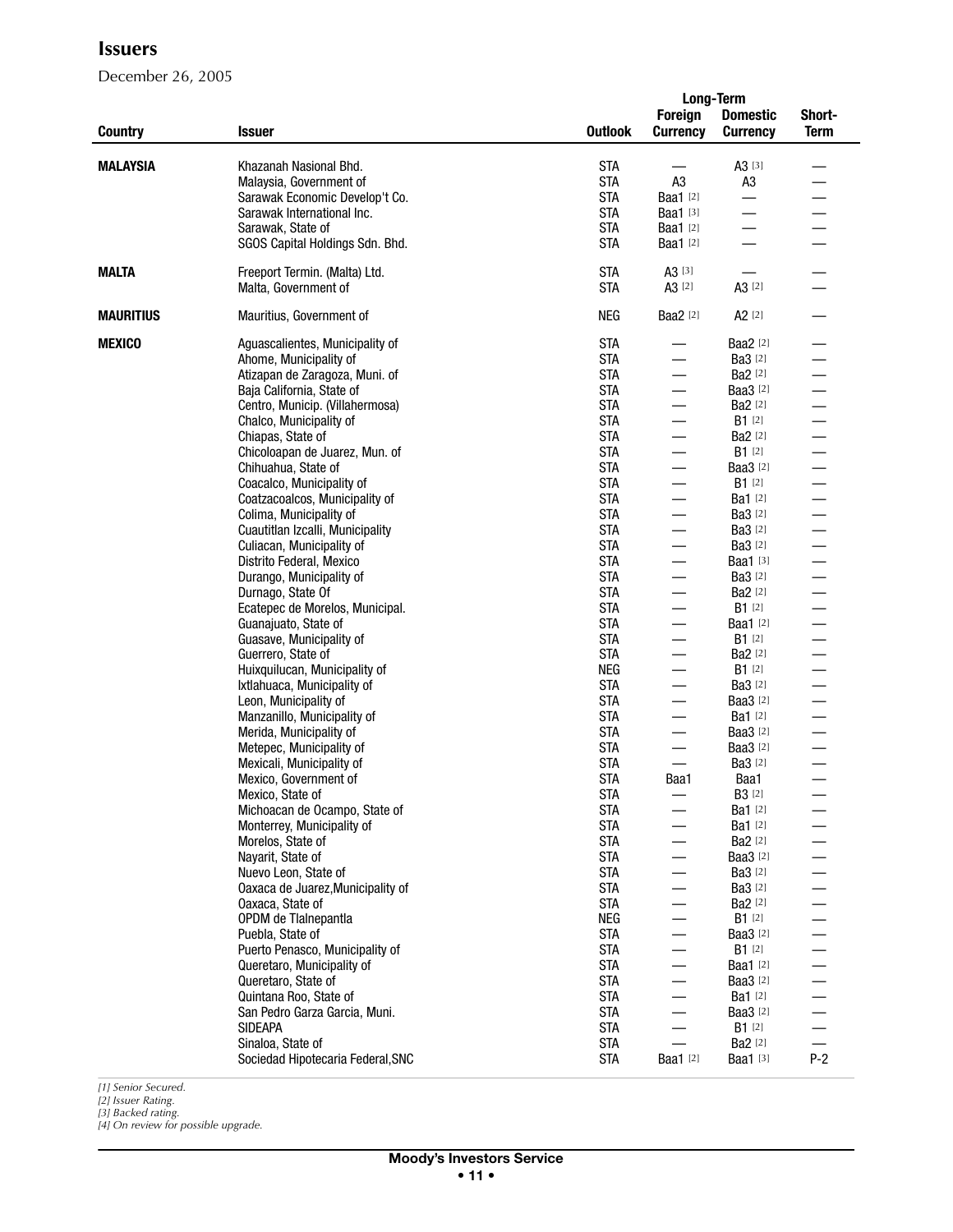# Issuers

December 26, 2005

| Country | Issuer | Outlook | Long-Term Foreign Currency | Long-Term Domestic Currency | Short-Term |
|---|---|---|---|---|---|
| **MALAYSIA** | Khazanah Nasional Bhd. | STA | — | A3 [3] | — |
| | Malaysia, Government of | STA | A3 | A3 | — |
| | Sarawak Economic Develop't Co. | STA | Baa1 [2] | — | — |
| | Sarawak International Inc. | STA | Baa1 [3] | — | — |
| | Sarawak, State of | STA | Baa1 [2] | — | — |
| | SGOS Capital Holdings Sdn. Bhd. | STA | Baa1 [2] | — | — |
| **MALTA** | Freeport Termin. (Malta) Ltd. | STA | A3 [3] | — | — |
| | Malta, Government of | STA | A3 [2] | A3 [2] | — |
| **MAURITIUS** | Mauritius, Government of | NEG | Baa2 [2] | A2 [2] | — |
| **MEXICO** | Aguascalientes, Municipality of | STA | — | Baa2 [2] | — |
| | Ahome, Municipality of | STA | — | Ba3 [2] | — |
| | Atizapan de Zaragoza, Muni. of | STA | — | Ba2 [2] | — |
| | Baja California, State of | STA | — | Baa3 [2] | — |
| | Centro, Municip. (Villahermosa) | STA | — | Ba2 [2] | — |
| | Chalco, Municipality of | STA | — | B1 [2] | — |
| | Chiapas, State of | STA | — | Ba2 [2] | — |
| | Chicoloapan de Juarez, Mun. of | STA | — | B1 [2] | — |
| | Chihuahua, State of | STA | — | Baa3 [2] | — |
| | Coacalco, Municipality of | STA | — | B1 [2] | — |
| | Coatzacoalcos, Municipality of | STA | — | Ba1 [2] | — |
| | Colima, Municipality of | STA | — | Ba3 [2] | — |
| | Cuautitlan Izcalli, Municipality | STA | — | Ba3 [2] | — |
| | Culiacan, Municipality of | STA | — | Ba3 [2] | — |
| | Distrito Federal, Mexico | STA | — | Baa1 [3] | — |
| | Durango, Municipality of | STA | — | Ba3 [2] | — |
| | Durnago, State Of | STA | — | Ba2 [2] | — |
| | Ecatepec de Morelos, Municipal. | STA | — | B1 [2] | — |
| | Guanajuato, State of | STA | — | Baa1 [2] | — |
| | Guasave, Municipality of | STA | — | B1 [2] | — |
| | Guerrero, State of | STA | — | Ba2 [2] | — |
| | Huixquilucan, Municipality of | NEG | — | B1 [2] | — |
| | Ixtlahuaca, Municipality of | STA | — | Ba3 [2] | — |
| | Leon, Municipality of | STA | — | Baa3 [2] | — |
| | Manzanillo, Municipality of | STA | — | Ba1 [2] | — |
| | Merida, Municipality of | STA | — | Baa3 [2] | — |
| | Metepec, Municipality of | STA | — | Baa3 [2] | — |
| | Mexicali, Municipality of | STA | — | Ba3 [2] | — |
| | Mexico, Government of | STA | Baa1 | Baa1 | — |
| | Mexico, State of | STA | — | B3 [2] | — |
| | Michoacan de Ocampo, State of | STA | — | Ba1 [2] | — |
| | Monterrey, Municipality of | STA | — | Ba1 [2] | — |
| | Morelos, State of | STA | — | Ba2 [2] | — |
| | Nayarit, State of | STA | — | Baa3 [2] | — |
| | Nuevo Leon, State of | STA | — | Ba3 [2] | — |
| | Oaxaca de Juarez,Municipality of | STA | — | Ba3 [2] | — |
| | Oaxaca, State of | STA | — | Ba2 [2] | — |
| | OPDM de Tlalnepantla | NEG | — | B1 [2] | — |
| | Puebla, State of | STA | — | Baa3 [2] | — |
| | Puerto Penasco, Municipality of | STA | — | B1 [2] | — |
| | Queretaro, Municipality of | STA | — | Baa1 [2] | — |
| | Queretaro, State of | STA | — | Baa3 [2] | — |
| | Quintana Roo, State of | STA | — | Ba1 [2] | — |
| | San Pedro Garza Garcia, Muni. | STA | — | Baa3 [2] | — |
| | SIDEAPA | STA | — | B1 [2] | — |
| | Sinaloa, State of | STA | — | Ba2 [2] | — |
| | Sociedad Hipotecaria Federal,SNC | STA | Baa1 [2] | Baa1 [3] | P-2 |

*[1] Senior Secured.*
*[2] Issuer Rating.*
*[3] Backed rating.*
*[4] On review for possible upgrade.*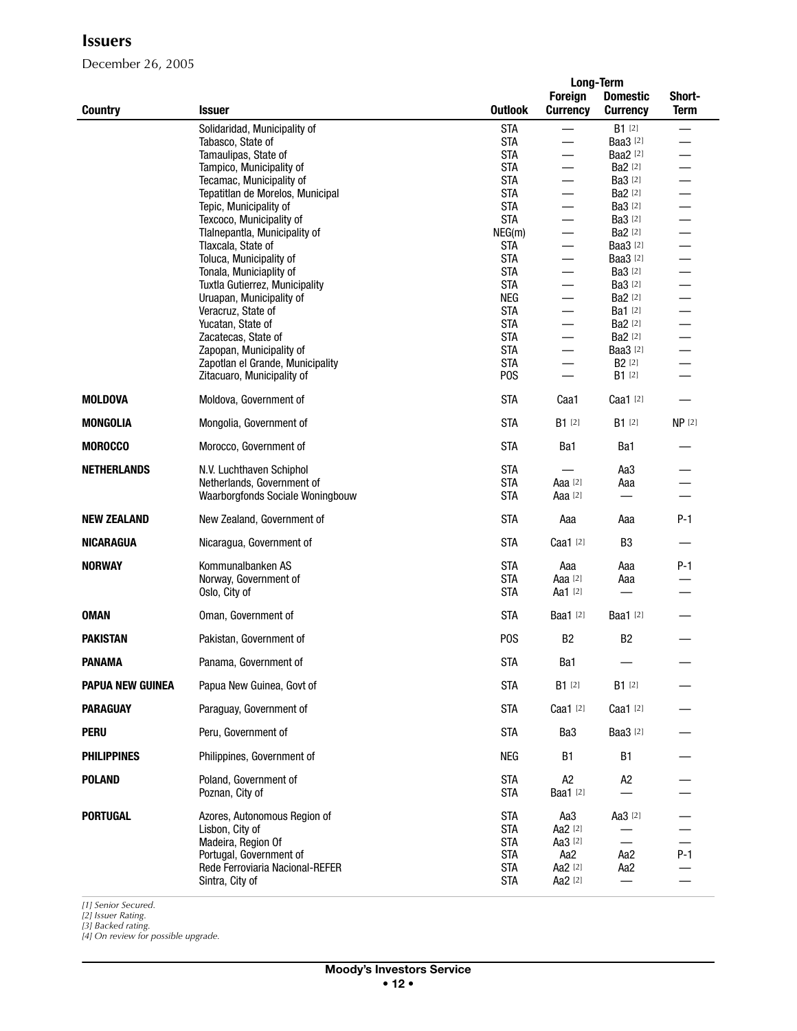## Issuers

December 26, 2005

| Country | Issuer | Outlook | Long-Term Foreign Currency | Long-Term Domestic Currency | Short-Term |
|---|---|---|---|---|---|
| | Solidaridad, Municipality of | STA | — | B1 [2] | — |
| | Tabasco, State of | STA | — | Baa3 [2] | — |
| | Tamaulipas, State of | STA | — | Baa2 [2] | — |
| | Tampico, Municipality of | STA | — | Ba2 [2] | — |
| | Tecamac, Municipality of | STA | — | Ba3 [2] | — |
| | Tepatitlan de Morelos, Municipal | STA | — | Ba2 [2] | — |
| | Tepic, Municipality of | STA | — | Ba3 [2] | — |
| | Texcoco, Municipality of | STA | — | Ba3 [2] | — |
| | Tlalnepantla, Municipality of | NEG(m) | — | Ba2 [2] | — |
| | Tlaxcala, State of | STA | — | Baa3 [2] | — |
| | Toluca, Municipality of | STA | — | Baa3 [2] | — |
| | Tonala, Municiaplity of | STA | — | Ba3 [2] | — |
| | Tuxtla Gutierrez, Municipality | STA | — | Ba3 [2] | — |
| | Uruapan, Municipality of | NEG | — | Ba2 [2] | — |
| | Veracruz, State of | STA | — | Ba1 [2] | — |
| | Yucatan, State of | STA | — | Ba2 [2] | — |
| | Zacatecas, State of | STA | — | Ba2 [2] | — |
| | Zapopan, Municipality of | STA | — | Baa3 [2] | — |
| | Zapotlan el Grande, Municipality | STA | — | B2 [2] | — |
| | Zitacuaro, Municipality of | POS | — | B1 [2] | — |
| **MOLDOVA** | Moldova, Government of | STA | Caa1 | Caa1 [2] | — |
| **MONGOLIA** | Mongolia, Government of | STA | B1 [2] | B1 [2] | NP [2] |
| **MOROCCO** | Morocco, Government of | STA | Ba1 | Ba1 | — |
| **NETHERLANDS** | N.V. Luchthaven Schiphol | STA | — | Aa3 | — |
| | Netherlands, Government of | STA | Aaa [2] | Aaa | — |
| | Waarborgfonds Sociale Woningbouw | STA | Aaa [2] | — | — |
| **NEW ZEALAND** | New Zealand, Government of | STA | Aaa | Aaa | P-1 |
| **NICARAGUA** | Nicaragua, Government of | STA | Caa1 [2] | B3 | — |
| **NORWAY** | Kommunalbanken AS | STA | Aaa | Aaa | P-1 |
| | Norway, Government of | STA | Aaa [2] | Aaa | — |
| | Oslo, City of | STA | Aa1 [2] | — | — |
| **OMAN** | Oman, Government of | STA | Baa1 [2] | Baa1 [2] | — |
| **PAKISTAN** | Pakistan, Government of | POS | B2 | B2 | — |
| **PANAMA** | Panama, Government of | STA | Ba1 | — | — |
| **PAPUA NEW GUINEA** | Papua New Guinea, Govt of | STA | B1 [2] | B1 [2] | — |
| **PARAGUAY** | Paraguay, Government of | STA | Caa1 [2] | Caa1 [2] | — |
| **PERU** | Peru, Government of | STA | Ba3 | Baa3 [2] | — |
| **PHILIPPINES** | Philippines, Government of | NEG | B1 | B1 | — |
| **POLAND** | Poland, Government of | STA | A2 | A2 | — |
| | Poznan, City of | STA | Baa1 [2] | — | — |
| **PORTUGAL** | Azores, Autonomous Region of | STA | Aa3 | Aa3 [2] | — |
| | Lisbon, City of | STA | Aa2 [2] | — | — |
| | Madeira, Region Of | STA | Aa3 [2] | — | — |
| | Portugal, Government of | STA | Aa2 | Aa2 | P-1 |
| | Rede Ferroviaria Nacional-REFER | STA | Aa2 [2] | Aa2 | — |
| | Sintra, City of | STA | Aa2 [2] | — | — |

*[1] Senior Secured.*
*[2] Issuer Rating.*
*[3] Backed rating.*
*[4] On review for possible upgrade.*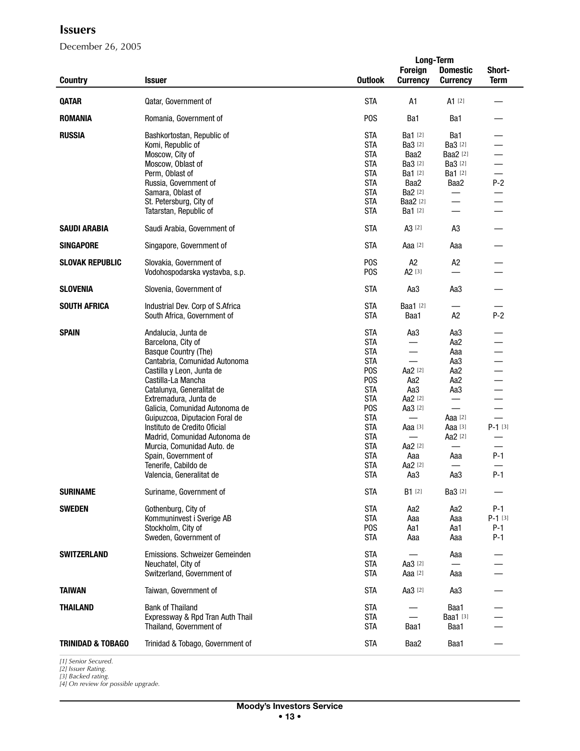## Issuers

December 26, 2005

| Country | Issuer | Outlook | Long-Term Foreign Currency | Long-Term Domestic Currency | Short-Term |
|---|---|---|---|---|---|
| **QATAR** | Qatar, Government of | STA | A1 | A1 [2] | — |
| **ROMANIA** | Romania, Government of | POS | Ba1 | Ba1 | — |
| **RUSSIA** | Bashkortostan, Republic of | STA | Ba1 [2] | Ba1 | — |
| | Komi, Republic of | STA | Ba3 [2] | Ba3 [2] | — |
| | Moscow, City of | STA | Baa2 | Baa2 [2] | — |
| | Moscow, Oblast of | STA | Ba3 [2] | Ba3 [2] | — |
| | Perm, Oblast of | STA | Ba1 [2] | Ba1 [2] | — |
| | Russia, Government of | STA | Baa2 | Baa2 | P-2 |
| | Samara, Oblast of | STA | Ba2 [2] | — | — |
| | St. Petersburg, City of | STA | Baa2 [2] | — | — |
| | Tatarstan, Republic of | STA | Ba1 [2] | — | — |
| **SAUDI ARABIA** | Saudi Arabia, Government of | STA | A3 [2] | A3 | — |
| **SINGAPORE** | Singapore, Government of | STA | Aaa [2] | Aaa | — |
| **SLOVAK REPUBLIC** | Slovakia, Government of | POS | A2 | A2 | — |
| | Vodohospodarska vystavba, s.p. | POS | A2 [3] | — | — |
| **SLOVENIA** | Slovenia, Government of | STA | Aa3 | Aa3 | — |
| **SOUTH AFRICA** | Industrial Dev. Corp of S.Africa | STA | Baa1 [2] | — | — |
| | South Africa, Government of | STA | Baa1 | A2 | P-2 |
| **SPAIN** | Andalucia, Junta de | STA | Aa3 | Aa3 | — |
| | Barcelona, City of | STA | — | Aa2 | — |
| | Basque Country (The) | STA | — | Aaa | — |
| | Cantabria, Comunidad Autonoma | STA | — | Aa3 | — |
| | Castilla y Leon, Junta de | POS | Aa2 [2] | Aa2 | — |
| | Castilla-La Mancha | POS | Aa2 | Aa2 | — |
| | Catalunya, Generalitat de | STA | Aa3 | Aa3 | — |
| | Extremadura, Junta de | STA | Aa2 [2] | — | — |
| | Galicia, Comunidad Autonoma de | POS | Aa3 [2] | — | — |
| | Guipuzcoa, Diputacion Foral de | STA | — | Aaa [2] | — |
| | Instituto de Credito Oficial | STA | Aaa [3] | Aaa [3] | P-1 [3] |
| | Madrid, Comunidad Autonoma de | STA | — | Aa2 [2] | — |
| | Murcia, Comunidad Auto. de | STA | Aa2 [2] | — | — |
| | Spain, Government of | STA | Aaa | Aaa | P-1 |
| | Tenerife, Cabildo de | STA | Aa2 [2] | — | — |
| | Valencia, Generalitat de | STA | Aa3 | Aa3 | P-1 |
| **SURINAME** | Suriname, Government of | STA | B1 [2] | Ba3 [2] | — |
| **SWEDEN** | Gothenburg, City of | STA | Aa2 | Aa2 | P-1 |
| | Kommuninvest i Sverige AB | STA | Aaa | Aaa | P-1 [3] |
| | Stockholm, City of | POS | Aa1 | Aa1 | P-1 |
| | Sweden, Government of | STA | Aaa | Aaa | P-1 |
| **SWITZERLAND** | Emissions. Schweizer Gemeinden | STA | — | Aaa | — |
| | Neuchatel, City of | STA | Aa3 [2] | — | — |
| | Switzerland, Government of | STA | Aaa [2] | Aaa | — |
| **TAIWAN** | Taiwan, Government of | STA | Aa3 [2] | Aa3 | — |
| **THAILAND** | Bank of Thailand | STA | — | Baa1 | — |
| | Expressway & Rpd Tran Auth Thail | STA | — | Baa1 [3] | — |
| | Thailand, Government of | STA | Baa1 | Baa1 | — |
| **TRINIDAD & TOBAGO** | Trinidad & Tobago, Government of | STA | Baa2 | Baa1 | — |

*[1] Senior Secured.*
*[2] Issuer Rating.*
*[3] Backed rating.*
*[4] On review for possible upgrade.*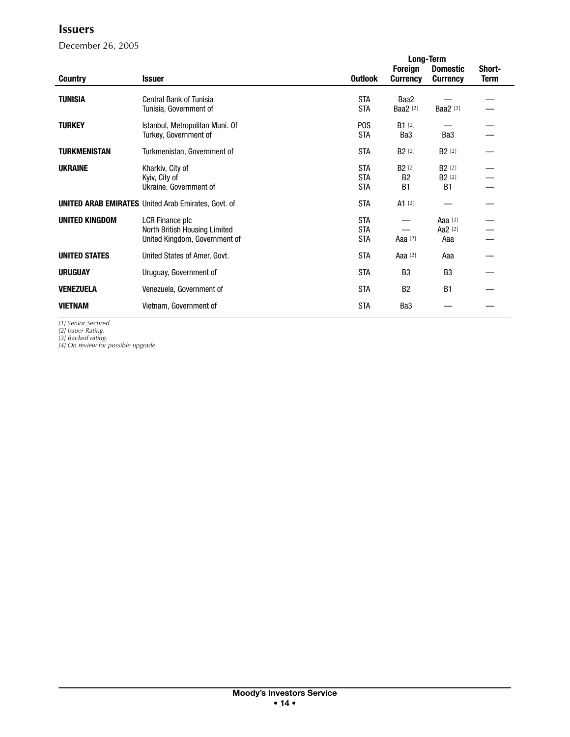## Issuers

December 26, 2005

| Country | Issuer | Outlook | Long-Term Foreign Currency | Long-Term Domestic Currency | Short-Term |
|---|---|---|---|---|---|
| **TUNISIA** | Central Bank of Tunisia | STA | Baa2 | — | — |
| | Tunisia, Government of | STA | Baa2 [2] | Baa2 [2] | — |
| **TURKEY** | Istanbul, Metropolitan Muni. Of | POS | B1 [2] | — | — |
| | Turkey, Government of | STA | Ba3 | Ba3 | — |
| **TURKMENISTAN** | Turkmenistan, Government of | STA | B2 [2] | B2 [2] | — |
| **UKRAINE** | Kharkiv, City of | STA | B2 [2] | B2 [2] | — |
| | Kyiv, City of | STA | B2 | B2 [2] | — |
| | Ukraine, Government of | STA | B1 | B1 | — |
| **UNITED ARAB EMIRATES** | United Arab Emirates, Govt. of | STA | A1 [2] | — | — |
| **UNITED KINGDOM** | LCR Finance plc | STA | — | Aaa [3] | — |
| | North British Housing Limited | STA | — | Aa2 [2] | — |
| | United Kingdom, Government of | STA | Aaa [2] | Aaa | — |
| **UNITED STATES** | United States of Amer, Govt. | STA | Aaa [2] | Aaa | — |
| **URUGUAY** | Uruguay, Government of | STA | B3 | B3 | — |
| **VENEZUELA** | Venezuela, Government of | STA | B2 | B1 | — |
| **VIETNAM** | Vietnam, Government of | STA | Ba3 | — | — |

*[1] Senior Secured.*
*[2] Issuer Rating.*
*[3] Backed rating.*
*[4] On review for possible upgrade.*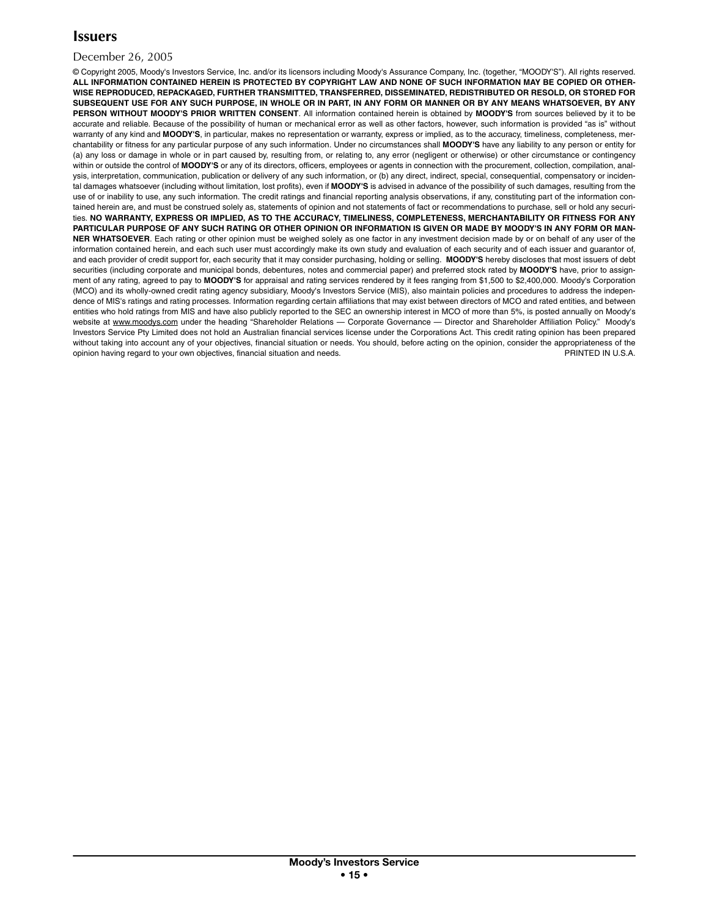## Issuers

December 26, 2005

© Copyright 2005, Moody's Investors Service, Inc. and/or its licensors including Moody's Assurance Company, Inc. (together, "MOODY'S"). All rights reserved. **ALL INFORMATION CONTAINED HEREIN IS PROTECTED BY COPYRIGHT LAW AND NONE OF SUCH INFORMATION MAY BE COPIED OR OTHERWISE REPRODUCED, REPACKAGED, FURTHER TRANSMITTED, TRANSFERRED, DISSEMINATED, REDISTRIBUTED OR RESOLD, OR STORED FOR SUBSEQUENT USE FOR ANY SUCH PURPOSE, IN WHOLE OR IN PART, IN ANY FORM OR MANNER OR BY ANY MEANS WHATSOEVER, BY ANY PERSON WITHOUT MOODY'S PRIOR WRITTEN CONSENT**. All information contained herein is obtained by **MOODY'S** from sources believed by it to be accurate and reliable. Because of the possibility of human or mechanical error as well as other factors, however, such information is provided "as is" without warranty of any kind and **MOODY'S**, in particular, makes no representation or warranty, express or implied, as to the accuracy, timeliness, completeness, merchantability or fitness for any particular purpose of any such information. Under no circumstances shall **MOODY'S** have any liability to any person or entity for (a) any loss or damage in whole or in part caused by, resulting from, or relating to, any error (negligent or otherwise) or other circumstance or contingency within or outside the control of **MOODY'S** or any of its directors, officers, employees or agents in connection with the procurement, collection, compilation, analysis, interpretation, communication, publication or delivery of any such information, or (b) any direct, indirect, special, consequential, compensatory or incidental damages whatsoever (including without limitation, lost profits), even if **MOODY'S** is advised in advance of the possibility of such damages, resulting from the use of or inability to use, any such information. The credit ratings and financial reporting analysis observations, if any, constituting part of the information contained herein are, and must be construed solely as, statements of opinion and not statements of fact or recommendations to purchase, sell or hold any securities. **NO WARRANTY, EXPRESS OR IMPLIED, AS TO THE ACCURACY, TIMELINESS, COMPLETENESS, MERCHANTABILITY OR FITNESS FOR ANY PARTICULAR PURPOSE OF ANY SUCH RATING OR OTHER OPINION OR INFORMATION IS GIVEN OR MADE BY MOODY'S IN ANY FORM OR MANNER WHATSOEVER**. Each rating or other opinion must be weighed solely as one factor in any investment decision made by or on behalf of any user of the information contained herein, and each such user must accordingly make its own study and evaluation of each security and of each issuer and guarantor of, and each provider of credit support for, each security that it may consider purchasing, holding or selling. **MOODY'S** hereby discloses that most issuers of debt securities (including corporate and municipal bonds, debentures, notes and commercial paper) and preferred stock rated by **MOODY'S** have, prior to assignment of any rating, agreed to pay to **MOODY'S** for appraisal and rating services rendered by it fees ranging from $1,500 to $2,400,000. Moody's Corporation (MCO) and its wholly-owned credit rating agency subsidiary, Moody's Investors Service (MIS), also maintain policies and procedures to address the independence of MIS's ratings and rating processes. Information regarding certain affiliations that may exist between directors of MCO and rated entities, and between entities who hold ratings from MIS and have also publicly reported to the SEC an ownership interest in MCO of more than 5%, is posted annually on Moody's website at www.moodys.com under the heading "Shareholder Relations — Corporate Governance — Director and Shareholder Affiliation Policy." Moody's Investors Service Pty Limited does not hold an Australian financial services license under the Corporations Act. This credit rating opinion has been prepared without taking into account any of your objectives, financial situation or needs. You should, before acting on the opinion, consider the appropriateness of the opinion having regard to your own objectives, financial situation and needs.

PRINTED IN U.S.A.